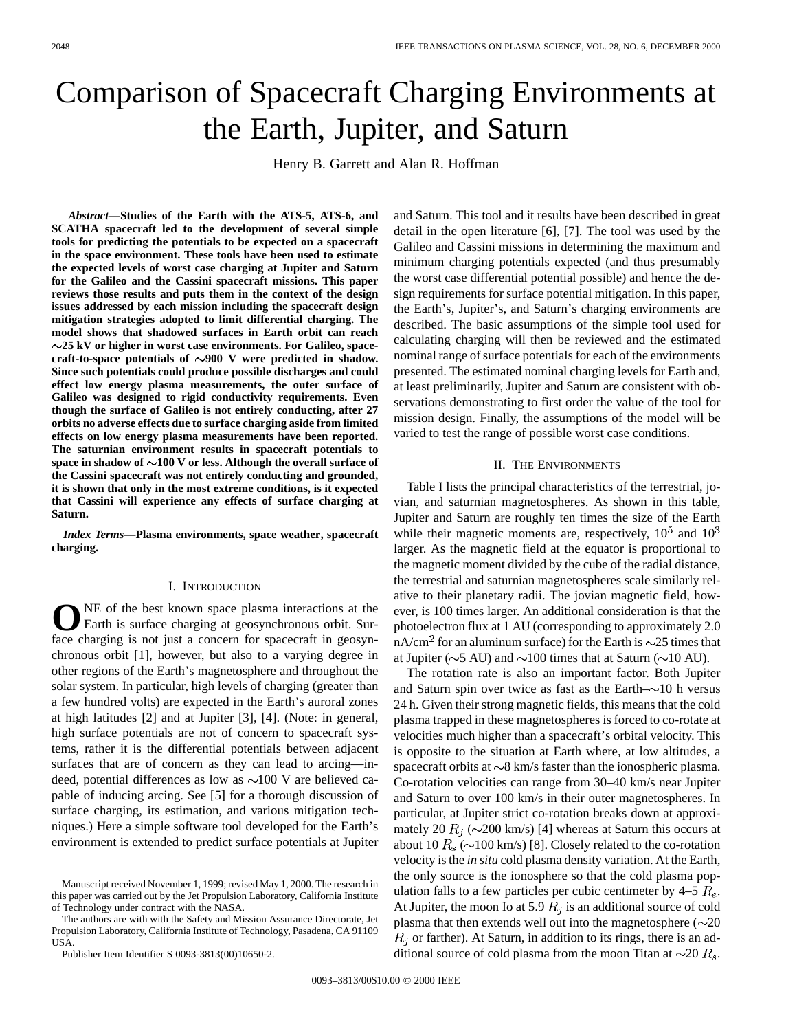# Comparison of Spacecraft Charging Environments at the Earth, Jupiter, and Saturn

Henry B. Garrett and Alan R. Hoffman

***Abstract*—Studies of the Earth with the ATS-5, ATS-6, and SCATHA spacecraft led to the development of several simple tools for predicting the potentials to be expected on a spacecraft in the space environment. These tools have been used to estimate the expected levels of worst case charging at Jupiter and Saturn for the Galileo and the Cassini spacecraft missions. This paper reviews those results and puts them in the context of the design issues addressed by each mission including the spacecraft design mitigation strategies adopted to limit differential charging. The model shows that shadowed surfaces in Earth orbit can reach ~25 kV or higher in worst case environments. For Galileo, spacecraft-to-space potentials of ~900 V were predicted in shadow. Since such potentials could produce possible discharges and could effect low energy plasma measurements, the outer surface of Galileo was designed to rigid conductivity requirements. Even though the surface of Galileo is not entirely conducting, after 27 orbits no adverse effects due to surface charging aside from limited effects on low energy plasma measurements have been reported. The saturnian environment results in spacecraft potentials to space in shadow of ~100 V or less. Although the overall surface of the Cassini spacecraft was not entirely conducting and grounded, it is shown that only in the most extreme conditions, is it expected that Cassini will experience any effects of surface charging at Saturn.**

***Index Terms*—Plasma environments, space weather, spacecraft charging.**

## I. Introduction

One of the best known space plasma interactions at the Earth is surface charging at geosynchronous orbit. Surface charging is not just a concern for spacecraft in geosynchronous orbit [1], however, but also to a varying degree in other regions of the Earth's magnetosphere and throughout the solar system. In particular, high levels of charging (greater than a few hundred volts) are expected in the Earth's auroral zones at high latitudes [2] and at Jupiter [3], [4]. (Note: in general, high surface potentials are not of concern to spacecraft systems, rather it is the differential potentials between adjacent surfaces that are of concern as they can lead to arcing—indeed, potential differences as low as ~100 V are believed capable of inducing arcing. See [5] for a thorough discussion of surface charging, its estimation, and various mitigation techniques.) Here a simple software tool developed for the Earth's environment is extended to predict surface potentials at Jupiter and Saturn. This tool and it results have been described in great detail in the open literature [6], [7]. The tool was used by the Galileo and Cassini missions in determining the maximum and minimum charging potentials expected (and thus presumably the worst case differential potential possible) and hence the design requirements for surface potential mitigation. In this paper, the Earth's, Jupiter's, and Saturn's charging environments are described. The basic assumptions of the simple tool used for calculating charging will then be reviewed and the estimated nominal range of surface potentials for each of the environments presented. The estimated nominal charging levels for Earth and, at least preliminarily, Jupiter and Saturn are consistent with observations demonstrating to first order the value of the tool for mission design. Finally, the assumptions of the model will be varied to test the range of possible worst case conditions.

## II. The Environments

Table I lists the principal characteristics of the terrestrial, jovian, and saturnian magnetospheres. As shown in this table, Jupiter and Saturn are roughly ten times the size of the Earth while their magnetic moments are, respectively, $10^5$ and $10^3$ larger. As the magnetic field at the equator is proportional to the magnetic moment divided by the cube of the radial distance, the terrestrial and saturnian magnetospheres scale similarly relative to their planetary radii. The jovian magnetic field, however, is 100 times larger. An additional consideration is that the photoelectron flux at 1 AU (corresponding to approximately 2.0 nA/cm$^2$ for an aluminum surface) for the Earth is ~25 times that at Jupiter (~5 AU) and ~100 times that at Saturn (~10 AU).

The rotation rate is also an important factor. Both Jupiter and Saturn spin over twice as fast as the Earth–~10 h versus 24 h. Given their strong magnetic fields, this means that the cold plasma trapped in these magnetospheres is forced to co-rotate at velocities much higher than a spacecraft's orbital velocity. This is opposite to the situation at Earth where, at low altitudes, a spacecraft orbits at ~8 km/s faster than the ionospheric plasma. Co-rotation velocities can range from 30–40 km/s near Jupiter and Saturn to over 100 km/s in their outer magnetospheres. In particular, at Jupiter strict co-rotation breaks down at approximately 20 $R_j$ (~200 km/s) [4] whereas at Saturn this occurs at about 10 $R_s$ (~100 km/s) [8]. Closely related to the co-rotation velocity is the *in situ* cold plasma density variation. At the Earth, the only source is the ionosphere so that the cold plasma population falls to a few particles per cubic centimeter by 4–5 $R_e$. At Jupiter, the moon Io at 5.9 $R_j$ is an additional source of cold plasma that then extends well out into the magnetosphere (~20 $R_j$ or farther). At Saturn, in addition to its rings, there is an additional source of cold plasma from the moon Titan at ~20 $R_s$.

Manuscript received November 1, 1999; revised May 1, 2000. The research in this paper was carried out by the Jet Propulsion Laboratory, California Institute of Technology under contract with the NASA.

The authors are with with the Safety and Mission Assurance Directorate, Jet Propulsion Laboratory, California Institute of Technology, Pasadena, CA 91109 USA.

Publisher Item Identifier S 0093-3813(00)10650-2.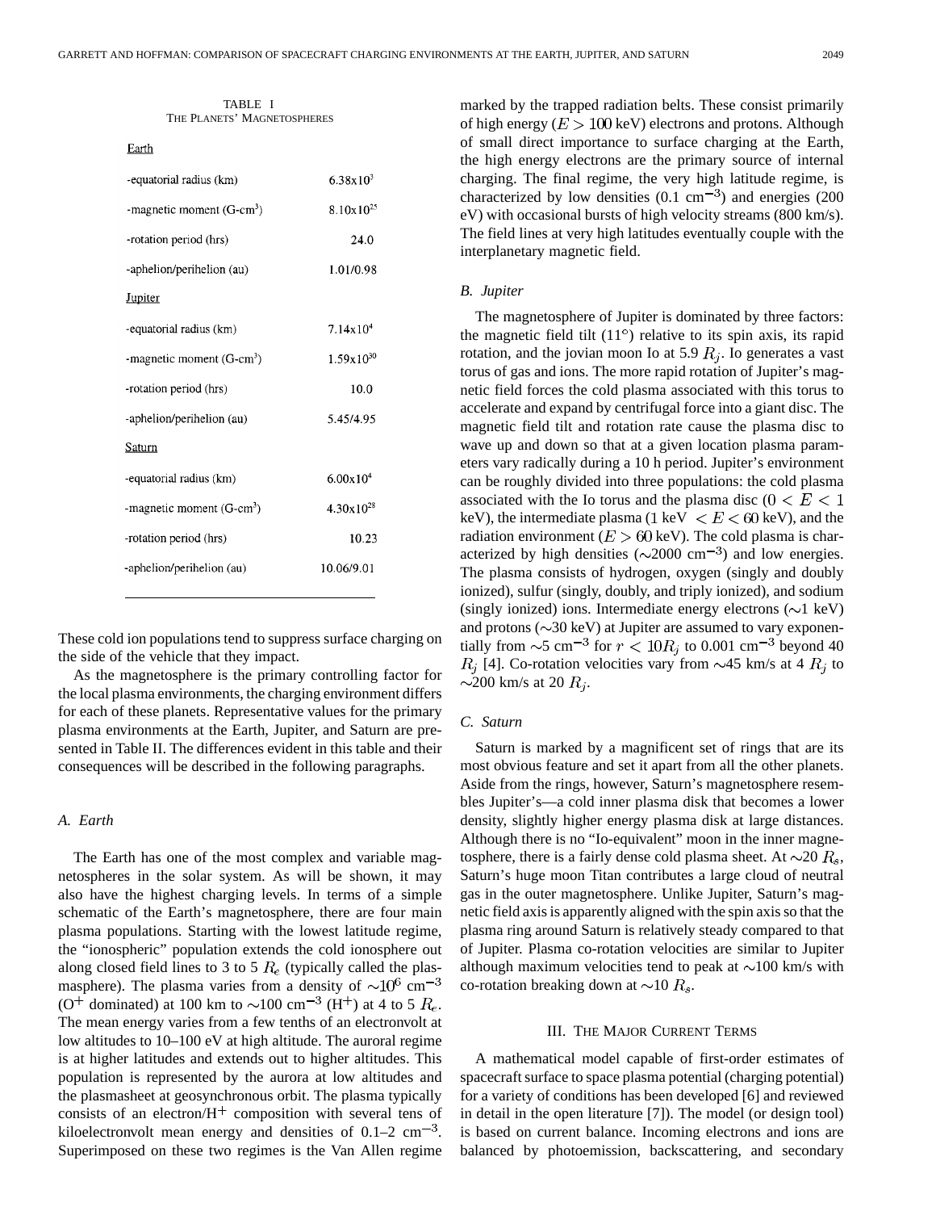TABLE I
THE PLANETS' MAGNETOSPHERES

| | |
|---|---|
| Earth | |
| -equatorial radius (km) | $6.38 \times 10^3$ |
| -magnetic moment (G-cm$^3$) | $8.10 \times 10^{25}$ |
| -rotation period (hrs) | 24.0 |
| -aphelion/perihelion (au) | 1.01/0.98 |
| Jupiter | |
| -equatorial radius (km) | $7.14 \times 10^4$ |
| -magnetic moment (G-cm$^3$) | $1.59 \times 10^{30}$ |
| -rotation period (hrs) | 10.0 |
| -aphelion/perihelion (au) | 5.45/4.95 |
| Saturn | |
| -equatorial radius (km) | $6.00 \times 10^4$ |
| -magnetic moment (G-cm$^3$) | $4.30 \times 10^{28}$ |
| -rotation period (hrs) | 10.23 |
| -aphelion/perihelion (au) | 10.06/9.01 |

These cold ion populations tend to suppress surface charging on the side of the vehicle that they impact.

As the magnetosphere is the primary controlling factor for the local plasma environments, the charging environment differs for each of these planets. Representative values for the primary plasma environments at the Earth, Jupiter, and Saturn are presented in Table II. The differences evident in this table and their consequences will be described in the following paragraphs.

### A. Earth

The Earth has one of the most complex and variable magnetospheres in the solar system. As will be shown, it may also have the highest charging levels. In terms of a simple schematic of the Earth's magnetosphere, there are four main plasma populations. Starting with the lowest latitude regime, the "ionospheric" population extends the cold ionosphere out along closed field lines to 3 to 5 $R_e$ (typically called the plasmasphere). The plasma varies from a density of $\sim 10^6$ cm$^{-3}$ ($O^+$ dominated) at 100 km to $\sim$100 cm$^{-3}$ ($H^+$) at 4 to 5 $R_e$. The mean energy varies from a few tenths of an electronvolt at low altitudes to 10–100 eV at high altitude. The auroral regime is at higher latitudes and extends out to higher altitudes. This population is represented by the aurora at low altitudes and the plasmasheet at geosynchronous orbit. The plasma typically consists of an electron/$H^+$ composition with several tens of kiloelectronvolt mean energy and densities of 0.1–2 cm$^{-3}$. Superimposed on these two regimes is the Van Allen regime marked by the trapped radiation belts. These consist primarily of high energy ($E > 100$ keV) electrons and protons. Although of small direct importance to surface charging at the Earth, the high energy electrons are the primary source of internal charging. The final regime, the very high latitude regime, is characterized by low densities (0.1 cm$^{-3}$) and energies (200 eV) with occasional bursts of high velocity streams (800 km/s). The field lines at very high latitudes eventually couple with the interplanetary magnetic field.

### B. Jupiter

The magnetosphere of Jupiter is dominated by three factors: the magnetic field tilt (11°) relative to its spin axis, its rapid rotation, and the jovian moon Io at 5.9 $R_j$. Io generates a vast torus of gas and ions. The more rapid rotation of Jupiter's magnetic field forces the cold plasma associated with this torus to accelerate and expand by centrifugal force into a giant disc. The magnetic field tilt and rotation rate cause the plasma disc to wave up and down so that at a given location plasma parameters vary radically during a 10 h period. Jupiter's environment can be roughly divided into three populations: the cold plasma associated with the Io torus and the plasma disc ($0 < E < 1$ keV), the intermediate plasma (1 keV $< E < 60$ keV), and the radiation environment ($E > 60$ keV). The cold plasma is characterized by high densities ($\sim$2000 cm$^{-3}$) and low energies. The plasma consists of hydrogen, oxygen (singly and doubly ionized), sulfur (singly, doubly, and triply ionized), and sodium (singly ionized) ions. Intermediate energy electrons ($\sim$1 keV) and protons ($\sim$30 keV) at Jupiter are assumed to vary exponentially from $\sim$5 cm$^{-3}$ for $r < 10R_j$ to 0.001 cm$^{-3}$ beyond 40 $R_j$ [4]. Co-rotation velocities vary from $\sim$45 km/s at 4 $R_j$ to $\sim$200 km/s at 20 $R_j$.

### C. Saturn

Saturn is marked by a magnificent set of rings that are its most obvious feature and set it apart from all the other planets. Aside from the rings, however, Saturn's magnetosphere resembles Jupiter's—a cold inner plasma disk that becomes a lower density, slightly higher energy plasma disk at large distances. Although there is no "Io-equivalent" moon in the inner magnetosphere, there is a fairly dense cold plasma sheet. At $\sim$20 $R_s$, Saturn's huge moon Titan contributes a large cloud of neutral gas in the outer magnetosphere. Unlike Jupiter, Saturn's magnetic field axis is apparently aligned with the spin axis so that the plasma ring around Saturn is relatively steady compared to that of Jupiter. Plasma co-rotation velocities are similar to Jupiter although maximum velocities tend to peak at $\sim$100 km/s with co-rotation breaking down at $\sim$10 $R_s$.

## III. THE MAJOR CURRENT TERMS

A mathematical model capable of first-order estimates of spacecraft surface to space plasma potential (charging potential) for a variety of conditions has been developed [6] and reviewed in detail in the open literature [7]). The model (or design tool) is based on current balance. Incoming electrons and ions are balanced by photoemission, backscattering, and secondary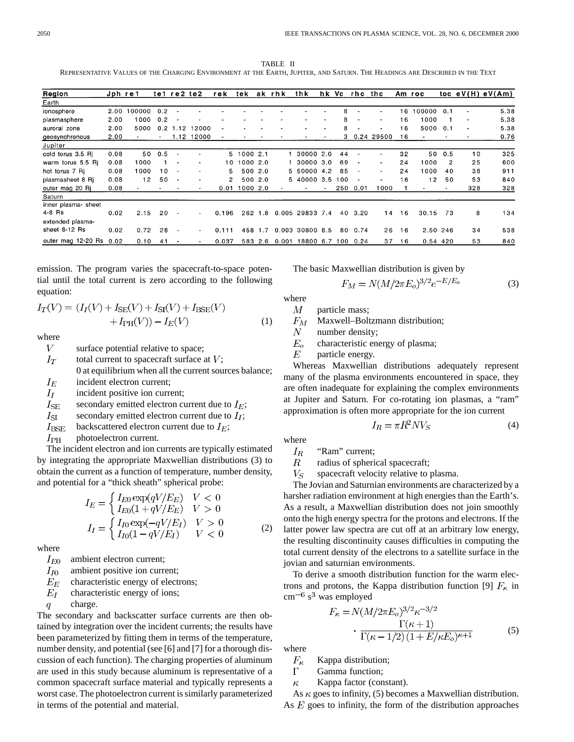TABLE II
REPRESENTATIVE VALUES OF THE CHARGING ENVIRONMENT AT THE EARTH, JUPITER, AND SATURN. THE HEADINGS ARE DESCRIBED IN THE TEXT

| Region | Jph | re1 | te1 | re2 | te2 | rek | tek | ak | rhk | thk | hk | Vc | rhc | thc | Am | roc | toc | eV(H) | eV(Am) |
|---|---|---|---|---|---|---|---|---|---|---|---|---|---|---|---|---|---|---|---|
| Earth | | | | | | | | | | | | | | | | | | | |
| ionosphere | 2.00 | 100000 | 0.2 | - | - | - | - | - | - | - | - | 8 | - | - | 16 | 100000 | 0.1 | - | 5.38 |
| plasmasphere | 2.00 | 1000 | 0.2 | - | - | - | - | - | - | - | - | 8 | - | - | 16 | 1000 | 1 | - | 5.38 |
| auroral zone | 2.00 | 5000 | 0.2 | 1.12 | 12000 | - | - | - | - | - | - | 8 | - | - | 16 | 5000 | 0.1 | - | 5.38 |
| geosynchronous | 2.00 | - | - | 1.12 | 12000 | - | - | - | - | - | - | 3 | 0.24 | 29500 | 16 | - | - | - | 0.76 |
| Jupiter | | | | | | | | | | | | | | | | | | | |
| cold torus 3.5 Rj | 0.08 | 50 | 0.5 | - | - | 5 | 1000 | 2.1 | 1 | 30000 | 2.0 | 44 | - | - | 32 | 50 | 0.5 | 10 | 325 |
| warm torus 5.5 Rj | 0.08 | 1000 | 1 | - | - | 10 | 1000 | 2.0 | 1 | 30000 | 3.0 | 69 | - | - | 24 | 1000 | 2 | 25 | 600 |
| hot torus 7 Rj | 0.08 | 1000 | 10 | - | - | 5 | 500 | 2.0 | 5 | 50000 | 4.2 | 85 | - | - | 24 | 1000 | 40 | 38 | 911 |
| plasmasheet 8 Rj | 0.08 | 12 | 50 | - | - | 2 | 500 | 2.0 | 5 | 40000 | 3.5 | 100 | - | - | 16 | 12 | 50 | 53 | 840 |
| outer mag 20 Rj | 0.08 | - | - | - | - | 0.01 | 1000 | 2.0 | - | - | - | 250 | 0.01 | 1000 | 1 | - | - | 328 | 328 |
| Saturn | | | | | | | | | | | | | | | | | | | |
| inner plasma- sheet 4-8 Rs | 0.02 | 2.15 | 20 | - | - | 0.196 | 262 | 1.8 | 0.005 | 29833 | 7.4 | 40 | 3.20 | 14 | 16 | 30.15 | 73 | 8 | 134 |
| extended plasma-sheet 8-12 Rs | 0.02 | 0.72 | 28 | - | - | 0.111 | 458 | 1.7 | 0.003 | 30800 | 8.5 | 80 | 0.74 | 26 | 16 | 2.50 | 246 | 34 | 538 |
| outer mag 12-20 Rs | 0.02 | 0.10 | 41 | - | - | 0.037 | 583 | 2.6 | 0.001 | 18800 | 6.7 | 100 | 0.24 | 37 | 16 | 0.54 | 420 | 53 | 840 |

emission. The program varies the spacecraft-to-space potential until the total current is zero according to the following equation:

$$I_T(V) = (I_I(V) + I_{\rm SE}(V) + I_{\rm SI}(V) + I_{\rm BSE}(V) + I_{\rm PH}(V)) - I_E(V) \quad (1)$$

where

- $V$ surface potential relative to space;
- $I_T$ total current to spacecraft surface at $V$; 0 at equilibrium when all the current sources balance;
- $I_E$ incident electron current;
- $I_I$ incident positive ion current;
- $I_{\rm SE}$ secondary emitted electron current due to $I_E$;
- $I_{\rm SI}$ secondary emitted electron current due to $I_I$;
- $I_{\rm BSE}$ backscattered electron current due to $I_E$;
- $I_{\rm PH}$ photoelectron current.

The incident electron and ion currents are typically estimated by integrating the appropriate Maxwellian distributions (3) to obtain the current as a function of temperature, number density, and potential for a "thick sheath" spherical probe:

$$I_E = \begin{cases} I_{E0}\exp(qV/E_E) & V < 0 \\ I_{E0}(1 + qV/E_E) & V > 0 \end{cases}$$
$$I_I = \begin{cases} I_{I0}\exp(-qV/E_I) & V > 0 \\ I_{I0}(1 - qV/E_I) & V < 0 \end{cases} \quad (2)$$

where

- $I_{E0}$ ambient electron current;
- $I_{I0}$ ambient positive ion current;
- $E_E$ characteristic energy of electrons;
- $E_I$ characteristic energy of ions;
- $q$ charge.

The secondary and backscatter surface currents are then obtained by integration over the incident currents; the results have been parameterized by fitting them in terms of the temperature, number density, and potential (see [6] and [7] for a thorough discussion of each function). The charging properties of aluminum are used in this study because aluminum is representative of a common spacecraft surface material and typically represents a worst case. The photoelectron current is similarly parameterized in terms of the potential and material.

The basic Maxwellian distribution is given by

$$F_M = N(M/2\pi E_o)^{3/2} e^{-E/E_o} \quad (3)$$

where

- $M$ particle mass;
- $F_M$ Maxwell–Boltzmann distribution;
- $N$ number density;
- $E_o$ characteristic energy of plasma;
- $E$ particle energy.

Whereas Maxwellian distributions adequately represent many of the plasma environments encountered in space, they are often inadequate for explaining the complex environments at Jupiter and Saturn. For co-rotating ion plasmas, a "ram" approximation is often more appropriate for the ion current

$$I_R = \pi R^2 N V_S \quad (4)$$

where

- $I_R$ "Ram" current;
- $R$ radius of spherical spacecraft;
- $V_S$ spacecraft velocity relative to plasma.

The Jovian and Saturnian environments are characterized by a harsher radiation environment at high energies than the Earth's. As a result, a Maxwellian distribution does not join smoothly onto the high energy spectra for the protons and electrons. If the latter power law spectra are cut off at an arbitrary low energy, the resulting discontinuity causes difficulties in computing the total current density of the electrons to a satellite surface in the jovian and saturnian environments.

To derive a smooth distribution function for the warm electrons and protons, the Kappa distribution function [9] $F_\kappa$ in cm$^{-6}$ s$^3$ was employed

$$F_\kappa = N(M/2\pi E_o)^{3/2}\kappa^{-3/2} \cdot \frac{\Gamma(\kappa+1)}{\Gamma(\kappa - 1/2)\,(1 + E/\kappa E_o)^{\kappa+1}} \quad (5)$$

where

- $F_\kappa$ Kappa distribution;
- $\Gamma$ Gamma function;
- $\kappa$ Kappa factor (constant).

As $\kappa$ goes to infinity, (5) becomes a Maxwellian distribution. As $E$ goes to infinity, the form of the distribution approaches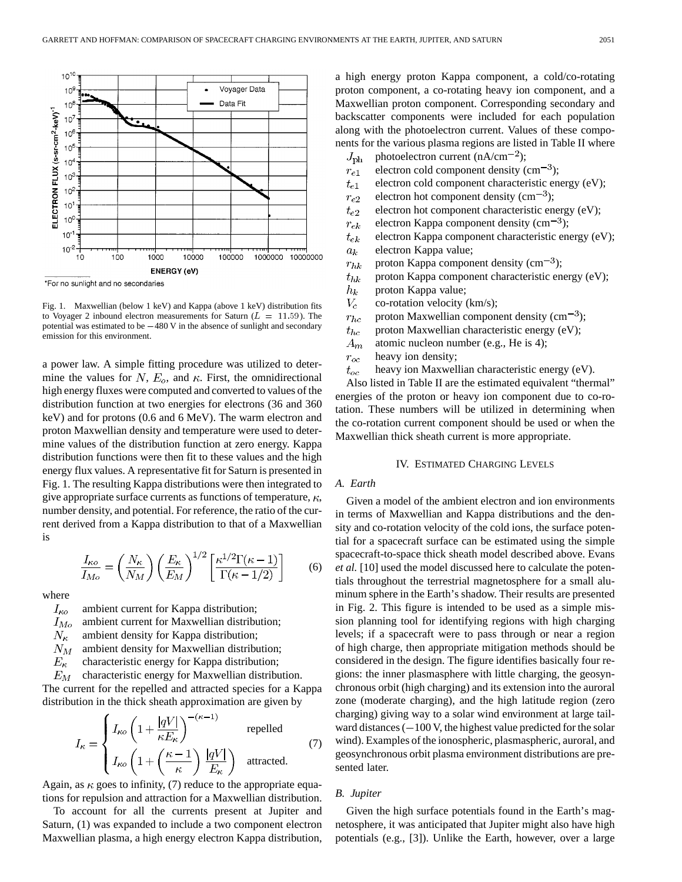Voyager Data

Data Fit

ELECTRON FLUX (s-sr-cm²-keV)⁻¹

ENERGY (eV)

*For no sunlight and no secondaries

Fig. 1. Maxwellian (below 1 keV) and Kappa (above 1 keV) distribution fits to Voyager 2 inbound electron measurements for Saturn ($L = 11.59$). The potential was estimated to be −480 V in the absence of sunlight and secondary emission for this environment.

a power law. A simple fitting procedure was utilized to determine the values for $N$, $E_o$, and $\kappa$. First, the omnidirectional high energy fluxes were computed and converted to values of the distribution function at two energies for electrons (36 and 360 keV) and for protons (0.6 and 6 MeV). The warm electron and proton Maxwellian density and temperature were used to determine values of the distribution function at zero energy. Kappa distribution functions were then fit to these values and the high energy flux values. A representative fit for Saturn is presented in Fig. 1. The resulting Kappa distributions were then integrated to give appropriate surface currents as functions of temperature, $\kappa$, number density, and potential. For reference, the ratio of the current derived from a Kappa distribution to that of a Maxwellian is

$$\frac{I_{\kappa o}}{I_{Mo}} = \left(\frac{N_\kappa}{N_M}\right)\left(\frac{E_\kappa}{E_M}\right)^{1/2}\left[\frac{\kappa^{1/2}\Gamma(\kappa-1)}{\Gamma(\kappa-1/2)}\right] \qquad (6)$$

where

- $I_{\kappa o}$ ambient current for Kappa distribution;
- $I_{Mo}$ ambient current for Maxwellian distribution;
- $N_\kappa$ ambient density for Kappa distribution;
- $N_M$ ambient density for Maxwellian distribution;
- $E_\kappa$ characteristic energy for Kappa distribution;
- $E_M$ characteristic energy for Maxwellian distribution.

The current for the repelled and attracted species for a Kappa distribution in the thick sheath approximation are given by

$$I_\kappa = \begin{cases} I_{\kappa o}\left(1 + \dfrac{|qV|}{\kappa E_\kappa}\right)^{-(\kappa-1)} & \text{repelled} \\ I_{\kappa o}\left(1 + \left(\dfrac{\kappa-1}{\kappa}\right)\dfrac{|qV|}{E_\kappa}\right) & \text{attracted.} \end{cases} \qquad (7)$$

Again, as $\kappa$ goes to infinity, (7) reduce to the appropriate equations for repulsion and attraction for a Maxwellian distribution.

To account for all the currents present at Jupiter and Saturn, (1) was expanded to include a two component electron Maxwellian plasma, a high energy electron Kappa distribution, a high energy proton Kappa component, a cold/co-rotating proton component, a co-rotating heavy ion component, and a Maxwellian proton component. Corresponding secondary and backscatter components were included for each population along with the photoelectron current. Values of these components for the various plasma regions are listed in Table II where

- $J_{\mathrm{ph}}$ photoelectron current (nA/cm$^{-2}$);
- $r_{e1}$ electron cold component density (cm$^{-3}$);
- $t_{e1}$ electron cold component characteristic energy (eV);
- $r_{e2}$ electron hot component density (cm$^{-3}$);
- $t_{e2}$ electron hot component characteristic energy (eV);
- $r_{ek}$ electron Kappa component density (cm$^{-3}$);
- $t_{ek}$ electron Kappa component characteristic energy (eV);
- $a_k$ electron Kappa value;
- $r_{hk}$ proton Kappa component density (cm$^{-3}$);
- $t_{hk}$ proton Kappa component characteristic energy (eV);
- $h_k$ proton Kappa value;
- $V_c$ co-rotation velocity (km/s);
- $r_{hc}$ proton Maxwellian component density (cm$^{-3}$);
- $t_{hc}$ proton Maxwellian characteristic energy (eV);
- $A_m$ atomic nucleon number (e.g., He is 4);
- $r_{oc}$ heavy ion density;
- $t_{oc}$ heavy ion Maxwellian characteristic energy (eV).

Also listed in Table II are the estimated equivalent "thermal" energies of the proton or heavy ion component due to co-rotation. These numbers will be utilized in determining when the co-rotation current component should be used or when the Maxwellian thick sheath current is more appropriate.

## IV. Estimated Charging Levels

### A. Earth

Given a model of the ambient electron and ion environments in terms of Maxwellian and Kappa distributions and the density and co-rotation velocity of the cold ions, the surface potential for a spacecraft surface can be estimated using the simple spacecraft-to-space thick sheath model described above. Evans *et al.* [10] used the model discussed here to calculate the potentials throughout the terrestrial magnetosphere for a small aluminum sphere in the Earth's shadow. Their results are presented in Fig. 2. This figure is intended to be used as a simple mission planning tool for identifying regions with high charging levels; if a spacecraft were to pass through or near a region of high charge, then appropriate mitigation methods should be considered in the design. The figure identifies basically four regions: the inner plasmasphere with little charging, the geosynchronous orbit (high charging) and its extension into the auroral zone (moderate charging), and the high latitude region (zero charging) giving way to a solar wind environment at large tailward distances (−100 V, the highest value predicted for the solar wind). Examples of the ionospheric, plasmaspheric, auroral, and geosynchronous orbit plasma environment distributions are presented later.

### B. Jupiter

Given the high surface potentials found in the Earth's magnetosphere, it was anticipated that Jupiter might also have high potentials (e.g., [3]). Unlike the Earth, however, over a large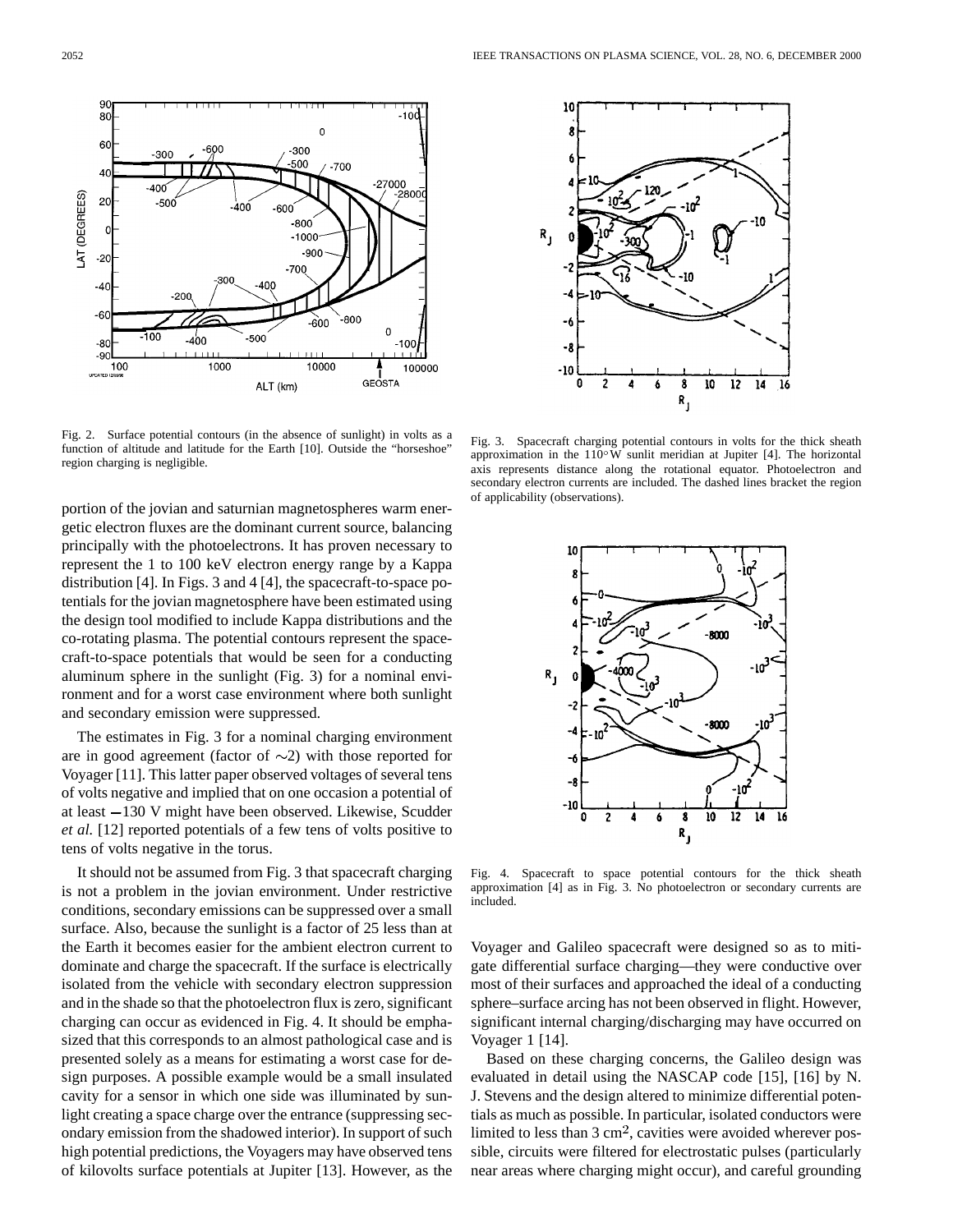90
80
60
40
20
0
-20
-40
-60
-80
-90
LAT (DEGREES)
100
1000
10000
100000
ALT (km)
GEOSTA
0
-100
-300
-600
-300
-500
-700
-400
-500
-400
-600
-27000
-28000
-800
-1000
-900
-700
-300
-400
-200
-600
-800
-100
-400
-500
0
-100

Fig. 2. Surface potential contours (in the absence of sunlight) in volts as a function of altitude and latitude for the Earth [10]. Outside the "horseshoe" region charging is negligible.

10
8
6
4
2
0
-2
-4
-6
-8
-10
$R_J$
0
2
4
6
8
10
12
14
16
$R_J$
-10
$-10^2$
-120
$-10^2$
-1
-10
$-10^2$
-300
-1
-1
-16
-10
1
-10

Fig. 3. Spacecraft charging potential contours in volts for the thick sheath approximation in the 110°W sunlit meridian at Jupiter [4]. The horizontal axis represents distance along the rotational equator. Photoelectron and secondary electron currents are included. The dashed lines bracket the region of applicability (observations).

portion of the jovian and saturnian magnetospheres warm energetic electron fluxes are the dominant current source, balancing principally with the photoelectrons. It has proven necessary to represent the 1 to 100 keV electron energy range by a Kappa distribution [4]. In Figs. 3 and 4 [4], the spacecraft-to-space potentials for the jovian magnetosphere have been estimated using the design tool modified to include Kappa distributions and the co-rotating plasma. The potential contours represent the spacecraft-to-space potentials that would be seen for a conducting aluminum sphere in the sunlight (Fig. 3) for a nominal environment and for a worst case environment where both sunlight and secondary emission were suppressed.

The estimates in Fig. 3 for a nominal charging environment are in good agreement (factor of $\sim$2) with those reported for Voyager [11]. This latter paper observed voltages of several tens of volts negative and implied that on one occasion a potential of at least −130 V might have been observed. Likewise, Scudder *et al.* [12] reported potentials of a few tens of volts positive to tens of volts negative in the torus.

It should not be assumed from Fig. 3 that spacecraft charging is not a problem in the jovian environment. Under restrictive conditions, secondary emissions can be suppressed over a small surface. Also, because the sunlight is a factor of 25 less than at the Earth it becomes easier for the ambient electron current to dominate and charge the spacecraft. If the surface is electrically isolated from the vehicle with secondary electron suppression and in the shade so that the photoelectron flux is zero, significant charging can occur as evidenced in Fig. 4. It should be emphasized that this corresponds to an almost pathological case and is presented solely as a means for estimating a worst case for design purposes. A possible example would be a small insulated cavity for a sensor in which one side was illuminated by sunlight creating a space charge over the entrance (suppressing secondary emission from the shadowed interior). In support of such high potential predictions, the Voyagers may have observed tens of kilovolts surface potentials at Jupiter [13]. However, as the

10
8
6
4
2
0
-2
-4
-6
-8
-10
$R_J$
0
2
4
6
8
10
12
14
16
$R_J$
0
$-10^2$
-0
$-10^2$
$-10^3$
-8000
$-10^3$
$-10^3$
-4000
$-10^3$
$-10^3$
-8000
$-10^3$
$-10^2$
0
$-10^2$

Fig. 4. Spacecraft to space potential contours for the thick sheath approximation [4] as in Fig. 3. No photoelectron or secondary currents are included.

Voyager and Galileo spacecraft were designed so as to mitigate differential surface charging—they were conductive over most of their surfaces and approached the ideal of a conducting sphere–surface arcing has not been observed in flight. However, significant internal charging/discharging may have occurred on Voyager 1 [14].

Based on these charging concerns, the Galileo design was evaluated in detail using the NASCAP code [15], [16] by N. J. Stevens and the design altered to minimize differential potentials as much as possible. In particular, isolated conductors were limited to less than 3 $cm^2$, cavities were avoided wherever possible, circuits were filtered for electrostatic pulses (particularly near areas where charging might occur), and careful grounding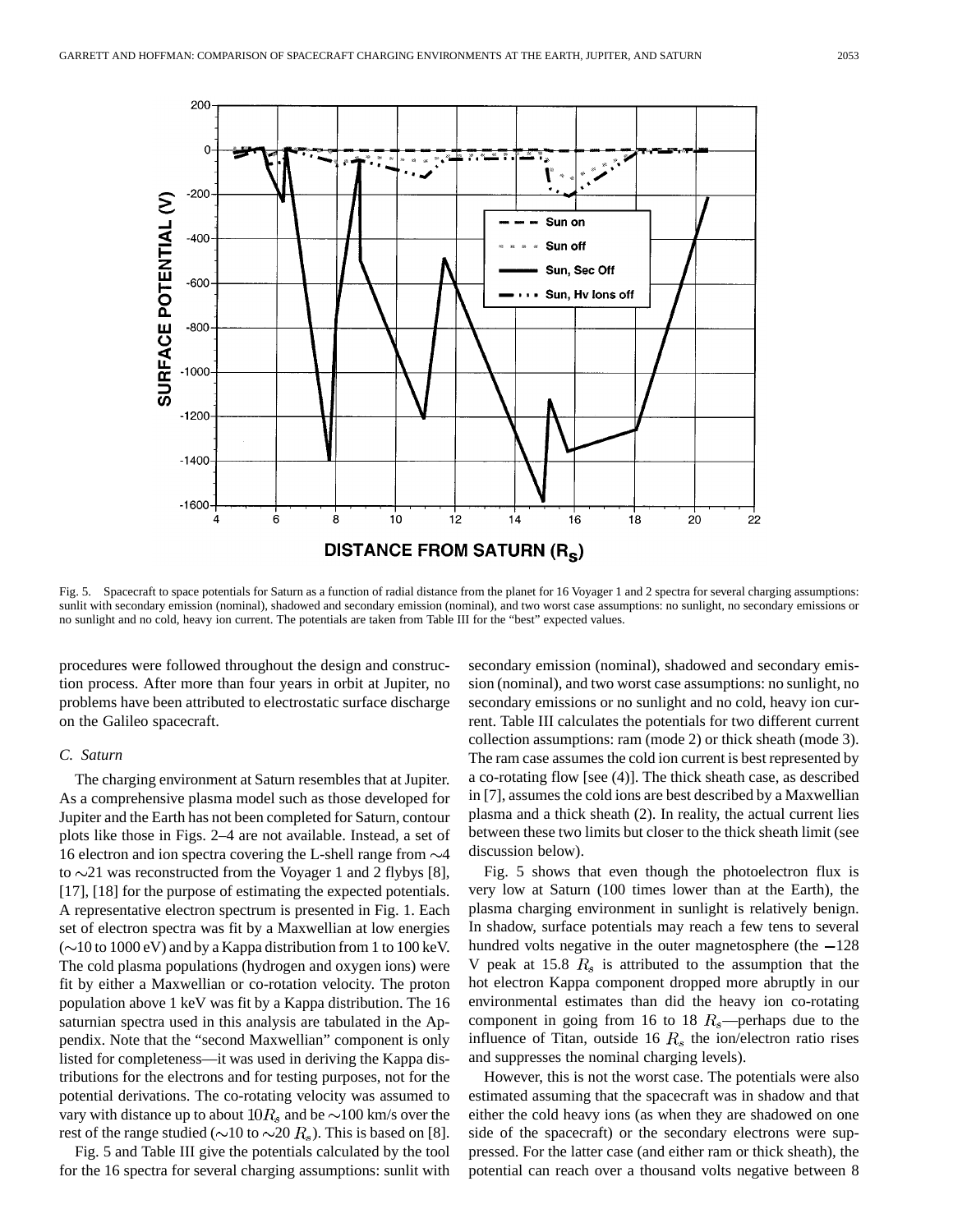200
0
-200
-400
-600
-800
-1000
-1200
-1400
-1600
4 6 8 10 12 14 16 18 20 22

SURFACE POTENTIAL (V)

DISTANCE FROM SATURN ($R_S$)

Sun on
Sun off
Sun, Sec Off
Sun, Hv Ions off

Fig. 5. Spacecraft to space potentials for Saturn as a function of radial distance from the planet for 16 Voyager 1 and 2 spectra for several charging assumptions: sunlit with secondary emission (nominal), shadowed and secondary emission (nominal), and two worst case assumptions: no sunlight, no secondary emissions or no sunlight and no cold, heavy ion current. The potentials are taken from Table III for the "best" expected values.

procedures were followed throughout the design and construction process. After more than four years in orbit at Jupiter, no problems have been attributed to electrostatic surface discharge on the Galileo spacecraft.

### C. Saturn

The charging environment at Saturn resembles that at Jupiter. As a comprehensive plasma model such as those developed for Jupiter and the Earth has not been completed for Saturn, contour plots like those in Figs. 2–4 are not available. Instead, a set of 16 electron and ion spectra covering the L-shell range from ∼4 to ∼21 was reconstructed from the Voyager 1 and 2 flybys [8], [17], [18] for the purpose of estimating the expected potentials. A representative electron spectrum is presented in Fig. 1. Each set of electron spectra was fit by a Maxwellian at low energies (∼10 to 1000 eV) and by a Kappa distribution from 1 to 100 keV. The cold plasma populations (hydrogen and oxygen ions) were fit by either a Maxwellian or co-rotation velocity. The proton population above 1 keV was fit by a Kappa distribution. The 16 saturnian spectra used in this analysis are tabulated in the Appendix. Note that the "second Maxwellian" component is only listed for completeness—it was used in deriving the Kappa distributions for the electrons and for testing purposes, not for the potential derivations. The co-rotating velocity was assumed to vary with distance up to about $10R_s$ and be ∼100 km/s over the rest of the range studied (∼10 to ∼20 $R_s$). This is based on [8].

Fig. 5 and Table III give the potentials calculated by the tool for the 16 spectra for several charging assumptions: sunlit with secondary emission (nominal), shadowed and secondary emission (nominal), and two worst case assumptions: no sunlight, no secondary emissions or no sunlight and no cold, heavy ion current. Table III calculates the potentials for two different current collection assumptions: ram (mode 2) or thick sheath (mode 3). The ram case assumes the cold ion current is best represented by a co-rotating flow [see (4)]. The thick sheath case, as described in [7], assumes the cold ions are best described by a Maxwellian plasma and a thick sheath (2). In reality, the actual current lies between these two limits but closer to the thick sheath limit (see discussion below).

Fig. 5 shows that even though the photoelectron flux is very low at Saturn (100 times lower than at the Earth), the plasma charging environment in sunlight is relatively benign. In shadow, surface potentials may reach a few tens to several hundred volts negative in the outer magnetosphere (the $-128$ V peak at 15.8 $R_s$ is attributed to the assumption that the hot electron Kappa component dropped more abruptly in our environmental estimates than did the heavy ion co-rotating component in going from 16 to 18 $R_s$—perhaps due to the influence of Titan, outside 16 $R_s$ the ion/electron ratio rises and suppresses the nominal charging levels).

However, this is not the worst case. The potentials were also estimated assuming that the spacecraft was in shadow and that either the cold heavy ions (as when they are shadowed on one side of the spacecraft) or the secondary electrons were suppressed. For the latter case (and either ram or thick sheath), the potential can reach over a thousand volts negative between 8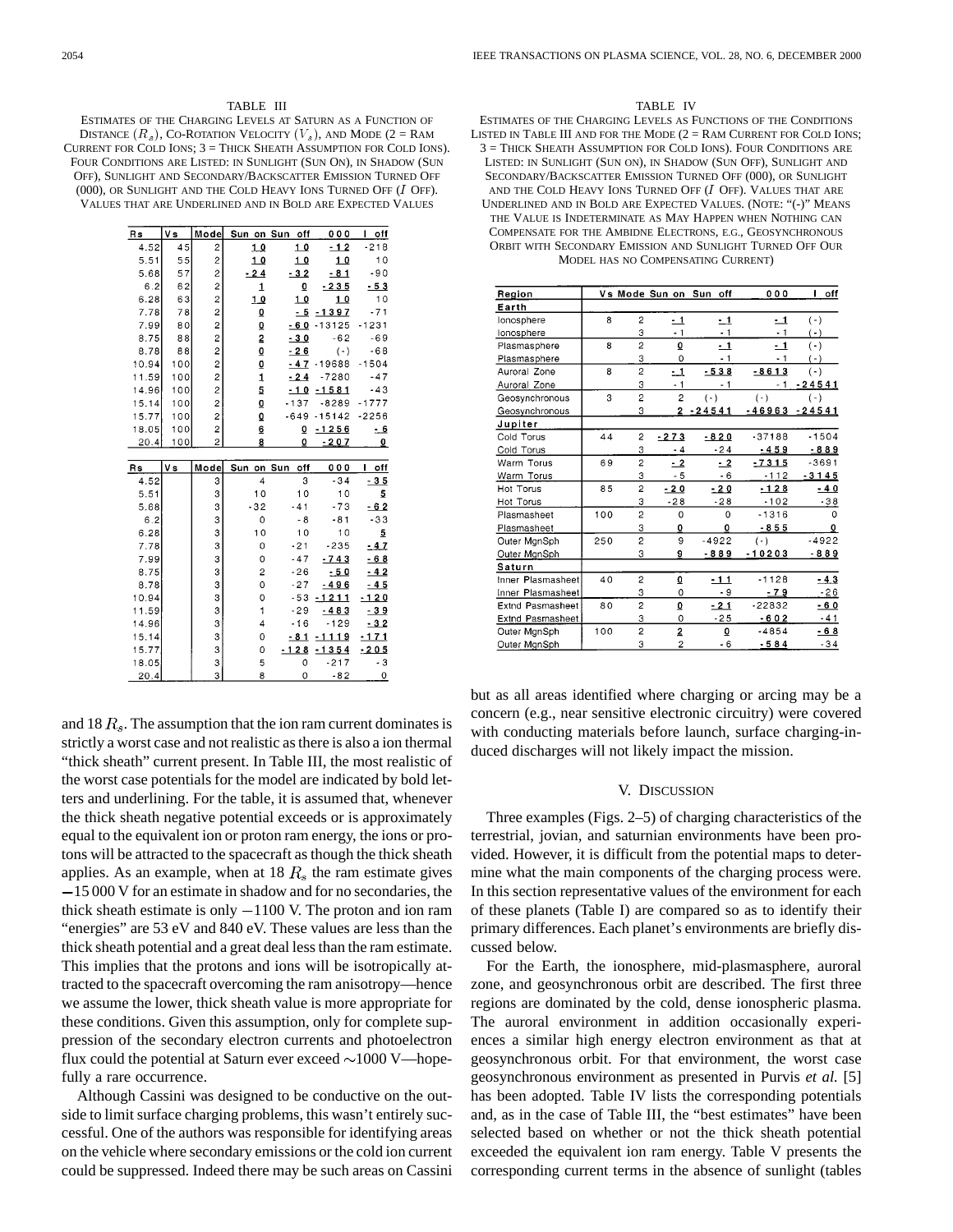TABLE III

ESTIMATES OF THE CHARGING LEVELS AT SATURN AS A FUNCTION OF DISTANCE ($R_s$), CO-ROTATION VELOCITY ($V_s$), AND MODE (2 = RAM CURRENT FOR COLD IONS; 3 = THICK SHEATH ASSUMPTION FOR COLD IONS). FOUR CONDITIONS ARE LISTED: IN SUNLIGHT (SUN ON), IN SHADOW (SUN OFF), SUNLIGHT AND SECONDARY/BACKSCATTER EMISSION TURNED OFF (000), OR SUNLIGHT AND THE COLD HEAVY IONS TURNED OFF ($I$ OFF). VALUES THAT ARE UNDERLINED AND IN BOLD ARE EXPECTED VALUES

| Rs | Vs | Mode | Sun on | Sun off | 000 | I off |
|---|---|---|---|---|---|---|
| 4.52 | 45 | 2 | **10** | **10** | **-12** | -218 |
| 5.51 | 55 | 2 | **10** | **10** | **10** | 10 |
| 5.68 | 57 | 2 | **-24** | **-32** | **-81** | -90 |
| 6.2 | 62 | 2 | **1** | **0** | **-235** | **-53** |
| 6.28 | 63 | 2 | **10** | **10** | **10** | 10 |
| 7.78 | 78 | 2 | **0** | **-5** | **-1397** | -71 |
| 7.99 | 80 | 2 | **0** | **-60** | -13125 | -1231 |
| 8.75 | 88 | 2 | **2** | **-30** | -62 | -69 |
| 8.78 | 88 | 2 | **0** | **-26** | (-) | -68 |
| 10.94 | 100 | 2 | **0** | **-47** | -19688 | -1504 |
| 11.59 | 100 | 2 | **1** | **-24** | -7280 | -47 |
| 14.96 | 100 | 2 | **5** | **-10** | **-1581** | -43 |
| 15.14 | 100 | 2 | **0** | -137 | -8289 | -1777 |
| 15.77 | 100 | 2 | **0** | -649 | -15142 | -2256 |
| 18.05 | 100 | 2 | **6** | **0** | **-1256** | **-6** |
| 20.4 | 100 | 2 | **8** | **0** | **-207** | **0** |

| Rs | Vs | Mode | Sun on | Sun off | 000 | I off |
|---|---|---|---|---|---|---|
| 4.52 | | 3 | 4 | 3 | -34 | **-35** |
| 5.51 | | 3 | 10 | 10 | 10 | **5** |
| 5.68 | | 3 | -32 | -41 | -73 | **-62** |
| 6.2 | | 3 | 0 | -8 | -81 | -33 |
| 6.28 | | 3 | 10 | 10 | 10 | **5** |
| 7.78 | | 3 | 0 | -21 | -235 | **-47** |
| 7.99 | | 3 | 0 | -47 | **-743** | **-68** |
| 8.75 | | 3 | 2 | -26 | **-50** | **-42** |
| 8.78 | | 3 | 0 | -27 | **-496** | **-45** |
| 10.94 | | 3 | 0 | -53 | **-1211** | **-120** |
| 11.59 | | 3 | 1 | -29 | **-483** | **-39** |
| 14.96 | | 3 | 4 | -16 | -129 | **-32** |
| 15.14 | | 3 | 0 | **-81** | **-1119** | **-171** |
| 15.77 | | 3 | 0 | **-128** | **-1354** | **-205** |
| 18.05 | | 3 | 5 | 0 | -217 | -3 |
| 20.4 | | 3 | 8 | 0 | -82 | 0 |

TABLE IV

ESTIMATES OF THE CHARGING LEVELS AS FUNCTIONS OF THE CONDITIONS LISTED IN TABLE III AND FOR THE MODE (2 = RAM CURRENT FOR COLD IONS; 3 = THICK SHEATH ASSUMPTION FOR COLD IONS). FOUR CONDITIONS ARE LISTED: IN SUNLIGHT (SUN ON), IN SHADOW (SUN OFF), SUNLIGHT AND SECONDARY/BACKSCATTER EMISSION TURNED OFF (000), OR SUNLIGHT AND THE COLD HEAVY IONS TURNED OFF ($I$ OFF). VALUES THAT ARE UNDERLINED AND IN BOLD ARE EXPECTED VALUES. (NOTE: "(-)" MEANS THE VALUE IS INDETERMINATE AS MAY HAPPEN WHEN NOTHING CAN COMPENSATE FOR THE AMBIDNE ELECTRONS, E.G., GEOSYNCHRONOUS ORBIT WITH SECONDARY EMISSION AND SUNLIGHT TURNED OFF OUR MODEL HAS NO COMPENSATING CURRENT)

| Region | Vs | Mode | Sun on | Sun off | 000 | I off |
|---|---|---|---|---|---|---|
| **Earth** | | | | | | |
| Ionosphere | 8 | 2 | **-1** | **-1** | **-1** | (-) |
| Ionosphere | | 3 | -1 | -1 | -1 | **(-)** |
| Plasmasphere | 8 | 2 | **0** | **-1** | **-1** | (-) |
| Plasmasphere | | 3 | 0 | -1 | -1 | **(-)** |
| Auroral Zone | 8 | 2 | **-1** | **-538** | **-8613** | (-) |
| Auroral Zone | | 3 | -1 | -1 | -1 | **-24541** |
| Geosynchronous | 3 | 2 | 2 | (-) | (-) | (-) |
| Geosynchronous | | 3 | **2** | **-24541** | **-46963** | **-24541** |
| **Jupiter** | | | | | | |
| Cold Torus | 44 | 2 | **-273** | **-820** | -37188 | -1504 |
| Cold Torus | | 3 | -4 | -24 | **-459** | **-889** |
| Warm Torus | 69 | 2 | **-2** | **-2** | **-7315** | -3691 |
| Warm Torus | | 3 | -5 | -6 | -112 | **-3145** |
| Hot Torus | 85 | 2 | **-20** | **-20** | **-128** | **-40** |
| Hot Torus | | 3 | -28 | -28 | -102 | -38 |
| Plasmasheet | 100 | 2 | 0 | 0 | -1316 | 0 |
| Plasmasheet | | 3 | **0** | **0** | **-855** | **0** |
| Outer MgnSph | 250 | 2 | 9 | -4922 | (-) | -4922 |
| Outer MgnSph | | 3 | **9** | **-889** | **-10203** | **-889** |
| **Saturn** | | | | | | |
| Inner Plasmasheet | 40 | 2 | **0** | **-11** | -1128 | **-43** |
| Inner Plasmasheet | | 3 | 0 | -9 | **-79** | -26 |
| Extnd Pasmasheet | 80 | 2 | **0** | **-21** | -22832 | **-60** |
| Extnd Pasmasheet | | 3 | 0 | -25 | **-602** | -41 |
| Outer MgnSph | 100 | 2 | **2** | **0** | -4854 | **-68** |
| Outer MgnSph | | 3 | 2 | -6 | **-584** | -34 |

and 18 $R_s$. The assumption that the ion ram current dominates is strictly a worst case and not realistic as there is also a ion thermal "thick sheath" current present. In Table III, the most realistic of the worst case potentials for the model are indicated by bold letters and underlining. For the table, it is assumed that, whenever the thick sheath negative potential exceeds or is approximately equal to the equivalent ion or proton ram energy, the ions or protons will be attracted to the spacecraft as though the thick sheath applies. As an example, when at 18 $R_s$ the ram estimate gives $-15\,000$ V for an estimate in shadow and for no secondaries, the thick sheath estimate is only $-1100$ V. The proton and ion ram "energies" are 53 eV and 840 eV. These values are less than the thick sheath potential and a great deal less than the ram estimate. This implies that the protons and ions will be isotropically attracted to the spacecraft overcoming the ram anisotropy—hence we assume the lower, thick sheath value is more appropriate for these conditions. Given this assumption, only for complete suppression of the secondary electron currents and photoelectron flux could the potential at Saturn ever exceed $\sim$1000 V—hopefully a rare occurrence.

Although Cassini was designed to be conductive on the outside to limit surface charging problems, this wasn't entirely successful. One of the authors was responsible for identifying areas on the vehicle where secondary emissions or the cold ion current could be suppressed. Indeed there may be such areas on Cassini but as all areas identified where charging or arcing may be a concern (e.g., near sensitive electronic circuitry) were covered with conducting materials before launch, surface charging-induced discharges will not likely impact the mission.

## V. DISCUSSION

Three examples (Figs. 2–5) of charging characteristics of the terrestrial, jovian, and saturnian environments have been provided. However, it is difficult from the potential maps to determine what the main components of the charging process were. In this section representative values of the environment for each of these planets (Table I) are compared so as to identify their primary differences. Each planet's environments are briefly discussed below.

For the Earth, the ionosphere, mid-plasmasphere, auroral zone, and geosynchronous orbit are described. The first three regions are dominated by the cold, dense ionospheric plasma. The auroral environment in addition occasionally experiences a similar high energy electron environment as that at geosynchronous orbit. For that environment, the worst case geosynchronous environment as presented in Purvis *et al.* [5] has been adopted. Table IV lists the corresponding potentials and, as in the case of Table III, the "best estimates" have been selected based on whether or not the thick sheath potential exceeded the equivalent ion ram energy. Table V presents the corresponding current terms in the absence of sunlight (tables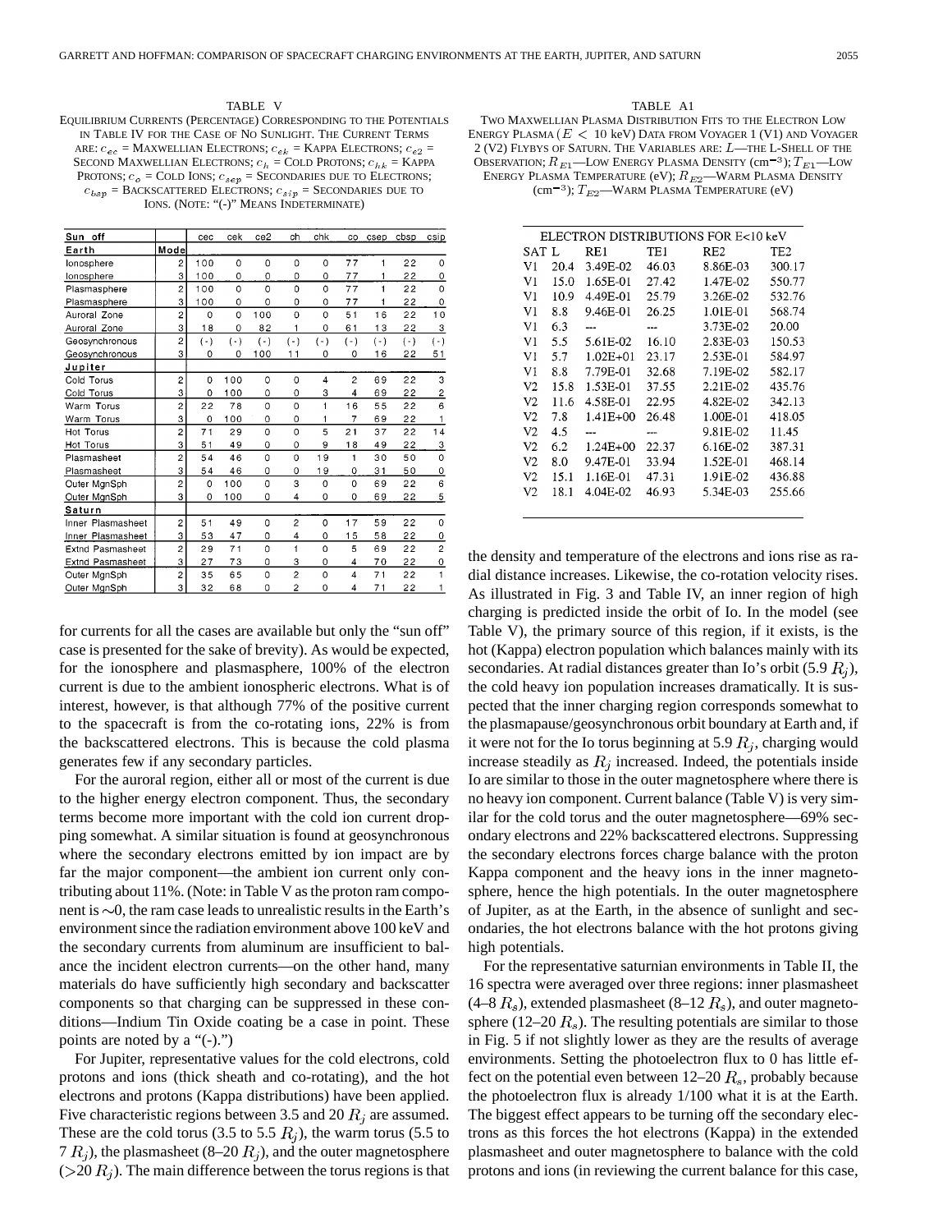TABLE V

EQUILIBRIUM CURRENTS (PERCENTAGE) CORRESPONDING TO THE POTENTIALS IN TABLE IV FOR THE CASE OF NO SUNLIGHT. THE CURRENT TERMS ARE: $c_{ec}$ = MAXWELLIAN ELECTRONS; $c_{ek}$ = KAPPA ELECTRONS; $c_{e2}$ = SECOND MAXWELLIAN ELECTRONS; $c_h$ = COLD PROTONS; $c_{hk}$ = KAPPA PROTONS; $c_o$ = COLD IONS; $c_{sep}$ = SECONDARIES DUE TO ELECTRONS; $c_{bsp}$ = BACKSCATTERED ELECTRONS; $c_{sip}$ = SECONDARIES DUE TO IONS. (NOTE: "(-)" MEANS INDETERMINATE)

| Sun off | | cec | cek | ce2 | ch | chk | co | csep | cbsp | csip |
|---|---|---|---|---|---|---|---|---|---|---|
| **Earth** | **Mode** | | | | | | | | | |
| Ionosphere | 2 | 100 | 0 | 0 | 0 | 0 | 77 | 1 | 22 | 0 |
| Ionosphere | 3 | 100 | 0 | 0 | 0 | 0 | 77 | 1 | 22 | 0 |
| Plasmasphere | 2 | 100 | 0 | 0 | 0 | 0 | 77 | 1 | 22 | 0 |
| Plasmasphere | 3 | 100 | 0 | 0 | 0 | 0 | 77 | 1 | 22 | 0 |
| Auroral Zone | 2 | 0 | 0 | 100 | 0 | 0 | 51 | 16 | 22 | 10 |
| Auroral Zone | 3 | 18 | 0 | 82 | 1 | 0 | 61 | 13 | 22 | 3 |
| Geosynchronous | 2 | (-) | (-) | (-) | (-) | (-) | (-) | (-) | (-) | (-) |
| Geosynchronous | 3 | 0 | 0 | 100 | 11 | 0 | 0 | 16 | 22 | 51 |
| **Jupiter** | | | | | | | | | | |
| Cold Torus | 2 | 0 | 100 | 0 | 0 | 4 | 2 | 69 | 22 | 3 |
| Cold Torus | 3 | 0 | 100 | 0 | 0 | 3 | 4 | 69 | 22 | 2 |
| Warm Torus | 2 | 22 | 78 | 0 | 0 | 1 | 16 | 55 | 22 | 6 |
| Warm Torus | 3 | 0 | 100 | 0 | 0 | 1 | 7 | 69 | 22 | 1 |
| Hot Torus | 2 | 71 | 29 | 0 | 0 | 5 | 21 | 37 | 22 | 14 |
| Hot Torus | 3 | 51 | 49 | 0 | 0 | 9 | 18 | 49 | 22 | 3 |
| Plasmasheet | 2 | 54 | 46 | 0 | 0 | 19 | 1 | 30 | 50 | 0 |
| Plasmasheet | 3 | 54 | 46 | 0 | 0 | 19 | 0 | 31 | 50 | 0 |
| Outer MgnSph | 2 | 0 | 100 | 0 | 3 | 0 | 0 | 69 | 22 | 6 |
| Outer MgnSph | 3 | 0 | 100 | 0 | 4 | 0 | 0 | 69 | 22 | 5 |
| **Saturn** | | | | | | | | | | |
| Inner Plasmasheet | 2 | 51 | 49 | 0 | 2 | 0 | 17 | 59 | 22 | 0 |
| Inner Plasmasheet | 3 | 53 | 47 | 0 | 4 | 0 | 15 | 58 | 22 | 0 |
| Extnd Pasmasheet | 2 | 29 | 71 | 0 | 1 | 0 | 5 | 69 | 22 | 2 |
| Extnd Pasmasheet | 3 | 27 | 73 | 0 | 3 | 0 | 4 | 70 | 22 | 0 |
| Outer MgnSph | 2 | 35 | 65 | 0 | 2 | 0 | 4 | 71 | 22 | 1 |
| Outer MgnSph | 3 | 32 | 68 | 0 | 2 | 0 | 4 | 71 | 22 | 1 |

for currents for all the cases are available but only the "sun off" case is presented for the sake of brevity). As would be expected, for the ionosphere and plasmasphere, 100% of the electron current is due to the ambient ionospheric electrons. What is of interest, however, is that although 77% of the positive current to the spacecraft is from the co-rotating ions, 22% is from the backscattered electrons. This is because the cold plasma generates few if any secondary particles.

For the auroral region, either all or most of the current is due to the higher energy electron component. Thus, the secondary terms become more important with the cold ion current dropping somewhat. A similar situation is found at geosynchronous where the secondary electrons emitted by ion impact are by far the major component—the ambient ion current only contributing about 11%. (Note: in Table V as the proton ram component is ~0, the ram case leads to unrealistic results in the Earth's environment since the radiation environment above 100 keV and the secondary currents from aluminum are insufficient to balance the incident electron currents—on the other hand, many materials do have sufficiently high secondary and backscatter components so that charging can be suppressed in these conditions—Indium Tin Oxide coating be a case in point. These points are noted by a "(-).")

For Jupiter, representative values for the cold electrons, cold protons and ions (thick sheath and co-rotating), and the hot electrons and protons (Kappa distributions) have been applied. Five characteristic regions between 3.5 and 20 $R_j$ are assumed. These are the cold torus (3.5 to 5.5 $R_j$), the warm torus (5.5 to 7 $R_j$), the plasmasheet (8–20 $R_j$), and the outer magnetosphere (>20 $R_j$). The main difference between the torus regions is that

TABLE A1

TWO MAXWELLIAN PLASMA DISTRIBUTION FITS TO THE ELECTRON LOW ENERGY PLASMA ($E < 10$ keV) DATA FROM VOYAGER 1 (V1) AND VOYAGER 2 (V2) FLYBYS OF SATURN. THE VARIABLES ARE: $L$—THE L-SHELL OF THE OBSERVATION; $R_{E1}$—LOW ENERGY PLASMA DENSITY (cm$^{-3}$); $T_{E1}$—LOW ENERGY PLASMA TEMPERATURE (eV); $R_{E2}$—WARM PLASMA DENSITY (cm$^{-3}$); $T_{E2}$—WARM PLASMA TEMPERATURE (eV)

| ELECTRON DISTRIBUTIONS FOR E<10 keV | | | | | |
|---|---|---|---|---|---|
| SAT | L | RE1 | TE1 | RE2 | TE2 |
| V1 | 20.4 | 3.49E-02 | 46.03 | 8.86E-03 | 300.17 |
| V1 | 15.0 | 1.65E-01 | 27.42 | 1.47E-02 | 550.77 |
| V1 | 10.9 | 4.49E-01 | 25.79 | 3.26E-02 | 532.76 |
| V1 | 8.8 | 9.46E-01 | 26.25 | 1.01E-01 | 568.74 |
| V1 | 6.3 | --- | --- | 3.73E-02 | 20.00 |
| V1 | 5.5 | 5.61E-02 | 16.10 | 2.83E-03 | 150.53 |
| V1 | 5.7 | 1.02E+01 | 23.17 | 2.53E-01 | 584.97 |
| V1 | 8.8 | 7.79E-01 | 32.68 | 7.19E-02 | 582.17 |
| V2 | 15.8 | 1.53E-01 | 37.55 | 2.21E-02 | 435.76 |
| V2 | 11.6 | 4.58E-01 | 22.95 | 4.82E-02 | 342.13 |
| V2 | 7.8 | 1.41E+00 | 26.48 | 1.00E-01 | 418.05 |
| V2 | 4.5 | --- | --- | 9.81E-02 | 11.45 |
| V2 | 6.2 | 1.24E+00 | 22.37 | 6.16E-02 | 387.31 |
| V2 | 8.0 | 9.47E-01 | 33.94 | 1.52E-01 | 468.14 |
| V2 | 15.1 | 1.16E-01 | 47.31 | 1.91E-02 | 436.88 |
| V2 | 18.1 | 4.04E-02 | 46.93 | 5.34E-03 | 255.66 |

the density and temperature of the electrons and ions rise as radial distance increases. Likewise, the co-rotation velocity rises. As illustrated in Fig. 3 and Table IV, an inner region of high charging is predicted inside the orbit of Io. In the model (see Table V), the primary source of this region, if it exists, is the hot (Kappa) electron population which balances mainly with its secondaries. At radial distances greater than Io's orbit (5.9 $R_j$), the cold heavy ion population increases dramatically. It is suspected that the inner charging region corresponds somewhat to the plasmapause/geosynchronous orbit boundary at Earth and, if it were not for the Io torus beginning at 5.9 $R_j$, charging would increase steadily as $R_j$ increased. Indeed, the potentials inside Io are similar to those in the outer magnetosphere where there is no heavy ion component. Current balance (Table V) is very similar for the cold torus and the outer magnetosphere—69% secondary electrons and 22% backscattered electrons. Suppressing the secondary electrons forces charge balance with the proton Kappa component and the heavy ions in the inner magnetosphere, hence the high potentials. In the outer magnetosphere of Jupiter, as at the Earth, in the absence of sunlight and secondaries, the hot electrons balance with the hot protons giving high potentials.

For the representative saturnian environments in Table II, the 16 spectra were averaged over three regions: inner plasmasheet (4–8 $R_s$), extended plasmasheet (8–12 $R_s$), and outer magnetosphere (12–20 $R_s$). The resulting potentials are similar to those in Fig. 5 if not slightly lower as they are the results of average environments. Setting the photoelectron flux to 0 has little effect on the potential even between 12–20 $R_s$, probably because the photoelectron flux is already 1/100 what it is at the Earth. The biggest effect appears to be turning off the secondary electrons as this forces the hot electrons (Kappa) in the extended plasmasheet and outer magnetosphere to balance with the cold protons and ions (in reviewing the current balance for this case,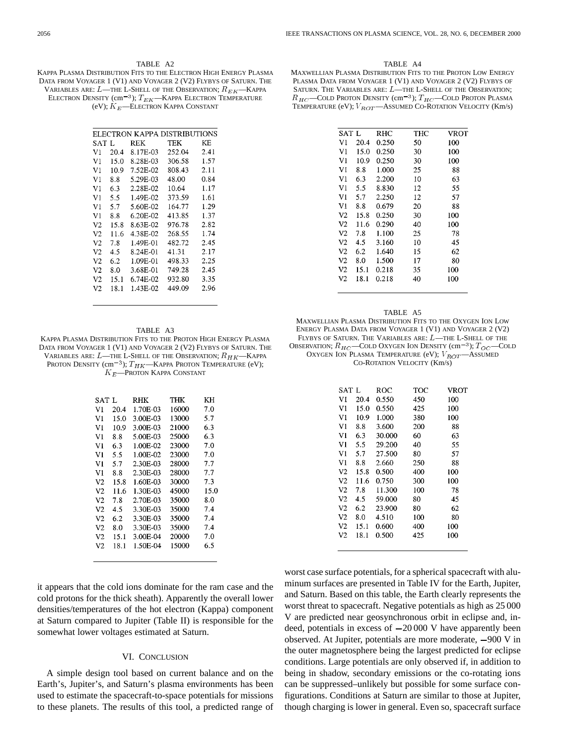TABLE A2

KAPPA PLASMA DISTRIBUTION FITS TO THE ELECTRON HIGH ENERGY PLASMA DATA FROM VOYAGER 1 (V1) AND VOYAGER 2 (V2) FLYBYS OF SATURN. THE VARIABLES ARE: $L$—THE L-SHELL OF THE OBSERVATION; $R_{EK}$—KAPPA ELECTRON DENSITY (cm$^{-3}$); $T_{EK}$—KAPPA ELECTRON TEMPERATURE (eV); $K_E$—ELECTRON KAPPA CONSTANT

| ELECTRON KAPPA DISTRIBUTIONS | | | | |
|---|---|---|---|---|
| SAT | L | REK | TEK | KE |
| V1 | 20.4 | 8.17E-03 | 252.04 | 2.41 |
| V1 | 15.0 | 8.28E-03 | 306.58 | 1.57 |
| V1 | 10.9 | 7.52E-02 | 808.43 | 2.11 |
| V1 | 8.8 | 5.29E-03 | 48.00 | 0.84 |
| V1 | 6.3 | 2.28E-02 | 10.64 | 1.17 |
| V1 | 5.5 | 1.49E-02 | 373.59 | 1.61 |
| V1 | 5.7 | 5.60E-02 | 164.77 | 1.29 |
| V1 | 8.8 | 6.20E-02 | 413.85 | 1.37 |
| V2 | 15.8 | 8.63E-02 | 976.78 | 2.82 |
| V2 | 11.6 | 4.38E-02 | 268.55 | 1.74 |
| V2 | 7.8 | 1.49E-01 | 482.72 | 2.45 |
| V2 | 4.5 | 8.24E-01 | 41.31 | 2.17 |
| V2 | 6.2 | 1.09E-01 | 498.33 | 2.25 |
| V2 | 8.0 | 3.68E-01 | 749.28 | 2.45 |
| V2 | 15.1 | 6.74E-02 | 932.80 | 3.35 |
| V2 | 18.1 | 1.43E-02 | 449.09 | 2.96 |

TABLE A3

KAPPA PLASMA DISTRIBUTION FITS TO THE PROTON HIGH ENERGY PLASMA DATA FROM VOYAGER 1 (V1) AND VOYAGER 2 (V2) FLYBYS OF SATURN. THE VARIABLES ARE: $L$—THE L-SHELL OF THE OBSERVATION; $R_{HK}$—KAPPA PROTON DENSITY (cm$^{-3}$); $T_{HK}$—KAPPA PROTON TEMPERATURE (eV); $K_E$—PROTON KAPPA CONSTANT

| SAT | L | RHK | THK | KH |
|---|---|---|---|---|
| V1 | 20.4 | 1.70E-03 | 16000 | 7.0 |
| V1 | 15.0 | 3.00E-03 | 13000 | 5.7 |
| V1 | 10.9 | 3.00E-03 | 21000 | 6.3 |
| V1 | 8.8 | 5.00E-03 | 25000 | 6.3 |
| V1 | 6.3 | 1.00E-02 | 23000 | 7.0 |
| V1 | 5.5 | 1.00E-02 | 23000 | 7.0 |
| V1 | 5.7 | 2.30E-03 | 28000 | 7.7 |
| V1 | 8.8 | 2.30E-03 | 28000 | 7.7 |
| V2 | 15.8 | 1.60E-03 | 30000 | 7.3 |
| V2 | 11.6 | 1.30E-03 | 45000 | 15.0 |
| V2 | 7.8 | 2.70E-03 | 35000 | 8.0 |
| V2 | 4.5 | 3.30E-03 | 35000 | 7.4 |
| V2 | 6.2 | 3.30E-03 | 35000 | 7.4 |
| V2 | 8.0 | 3.30E-03 | 35000 | 7.4 |
| V2 | 15.1 | 3.00E-04 | 20000 | 7.0 |
| V2 | 18.1 | 1.50E-04 | 15000 | 6.5 |

TABLE A4

MAXWELLIAN PLASMA DISTRIBUTION FITS TO THE PROTON LOW ENERGY PLASMA DATA FROM VOYAGER 1 (V1) AND VOYAGER 2 (V2) FLYBYS OF SATURN. THE VARIABLES ARE: $L$—THE L-SHELL OF THE OBSERVATION; $R_{HC}$—COLD PROTON DENSITY (cm$^{-3}$); $T_{HC}$—COLD PROTON PLASMA TEMPERATURE (eV); $V_{ROT}$—ASSUMED CO-ROTATION VELOCITY (Km/s)

| SAT | L | RHC | THC | VROT |
|---|---|---|---|---|
| V1 | 20.4 | 0.250 | 50 | 100 |
| V1 | 15.0 | 0.250 | 30 | 100 |
| V1 | 10.9 | 0.250 | 30 | 100 |
| V1 | 8.8 | 1.000 | 25 | 88 |
| V1 | 6.3 | 2.200 | 10 | 63 |
| V1 | 5.5 | 8.830 | 12 | 55 |
| V1 | 5.7 | 2.250 | 12 | 57 |
| V1 | 8.8 | 0.679 | 20 | 88 |
| V2 | 15.8 | 0.250 | 30 | 100 |
| V2 | 11.6 | 0.290 | 40 | 100 |
| V2 | 7.8 | 1.100 | 25 | 78 |
| V2 | 4.5 | 3.160 | 10 | 45 |
| V2 | 6.2 | 1.640 | 15 | 62 |
| V2 | 8.0 | 1.500 | 17 | 80 |
| V2 | 15.1 | 0.218 | 35 | 100 |
| V2 | 18.1 | 0.218 | 40 | 100 |

TABLE A5

MAXWELLIAN PLASMA DISTRIBUTION FITS TO THE OXYGEN ION LOW ENERGY PLASMA DATA FROM VOYAGER 1 (V1) AND VOYAGER 2 (V2) FLYBYS OF SATURN. THE VARIABLES ARE: $L$—THE L-SHELL OF THE OBSERVATION; $R_{HC}$—COLD OXYGEN ION DENSITY (cm$^{-3}$); $T_{OC}$—COLD OXYGEN ION PLASMA TEMPERATURE (eV); $V_{ROT}$—ASSUMED CO-ROTATION VELOCITY (Km/s)

| SAT | L | ROC | TOC | VROT |
|---|---|---|---|---|
| V1 | 20.4 | 0.550 | 450 | 100 |
| V1 | 15.0 | 0.550 | 425 | 100 |
| V1 | 10.9 | 1.000 | 380 | 100 |
| V1 | 8.8 | 3.600 | 200 | 88 |
| V1 | 6.3 | 30.000 | 60 | 63 |
| V1 | 5.5 | 29.200 | 40 | 55 |
| V1 | 5.7 | 27.500 | 80 | 57 |
| V1 | 8.8 | 2.660 | 250 | 88 |
| V2 | 15.8 | 0.500 | 400 | 100 |
| V2 | 11.6 | 0.750 | 300 | 100 |
| V2 | 7.8 | 11.300 | 100 | 78 |
| V2 | 4.5 | 59.000 | 80 | 45 |
| V2 | 6.2 | 23.900 | 80 | 62 |
| V2 | 8.0 | 4.510 | 100 | 80 |
| V2 | 15.1 | 0.600 | 400 | 100 |
| V2 | 18.1 | 0.500 | 425 | 100 |

it appears that the cold ions dominate for the ram case and the cold protons for the thick sheath). Apparently the overall lower densities/temperatures of the hot electron (Kappa) component at Saturn compared to Jupiter (Table II) is responsible for the somewhat lower voltages estimated at Saturn.

## VI. CONCLUSION

A simple design tool based on current balance and on the Earth's, Jupiter's, and Saturn's plasma environments has been used to estimate the spacecraft-to-space potentials for missions to these planets. The results of this tool, a predicted range of worst case surface potentials, for a spherical spacecraft with aluminum surfaces are presented in Table IV for the Earth, Jupiter, and Saturn. Based on this table, the Earth clearly represents the worst threat to spacecraft. Negative potentials as high as 25 000 V are predicted near geosynchronous orbit in eclipse and, indeed, potentials in excess of −20 000 V have apparently been observed. At Jupiter, potentials are more moderate, −900 V in the outer magnetosphere being the largest predicted for eclipse conditions. Large potentials are only observed if, in addition to being in shadow, secondary emissions or the co-rotating ions can be suppressed–unlikely but possible for some surface configurations. Conditions at Saturn are similar to those at Jupiter, though charging is lower in general. Even so, spacecraft surface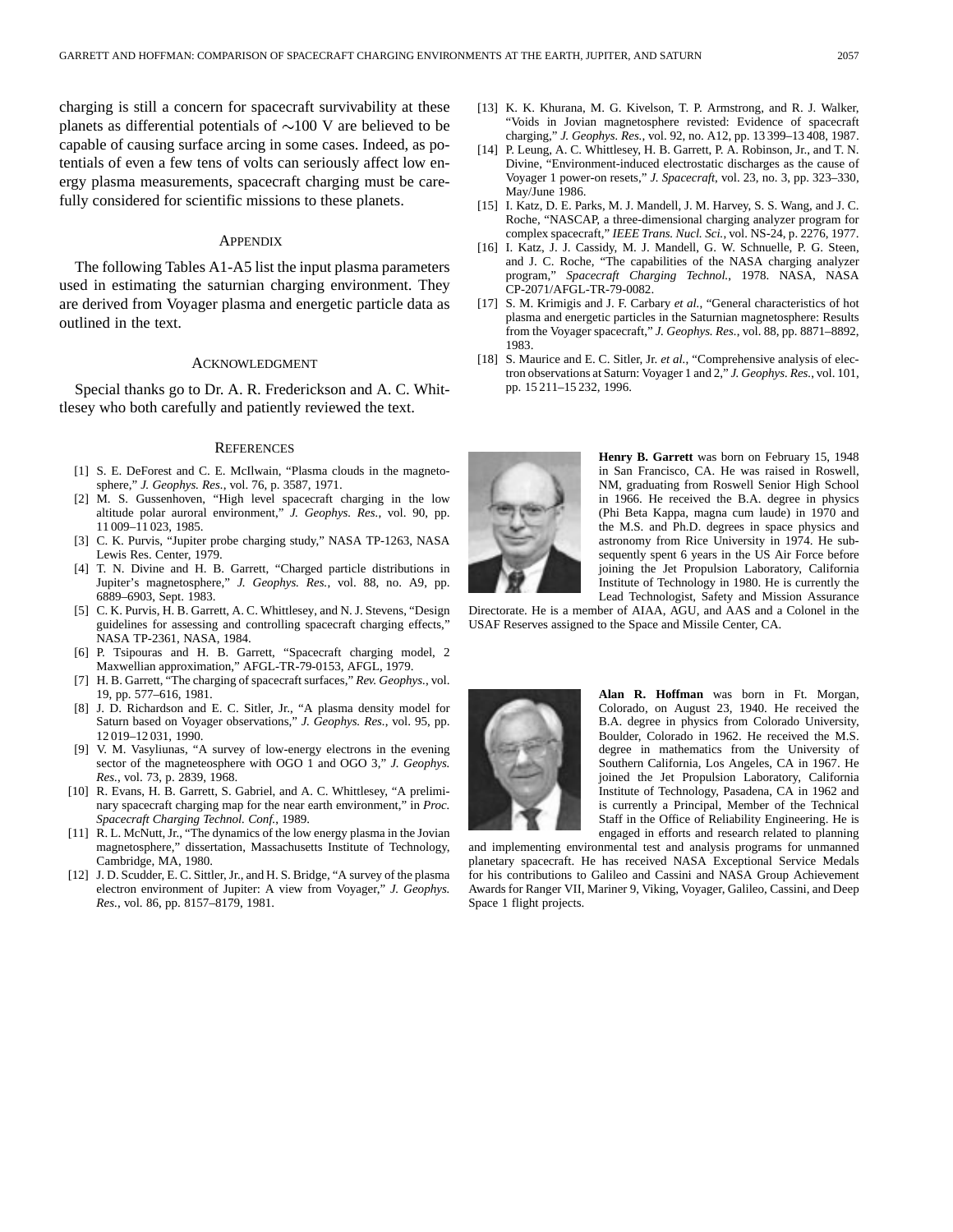charging is still a concern for spacecraft survivability at these planets as differential potentials of ∼100 V are believed to be capable of causing surface arcing in some cases. Indeed, as potentials of even a few tens of volts can seriously affect low energy plasma measurements, spacecraft charging must be carefully considered for scientific missions to these planets.

## Appendix

The following Tables A1-A5 list the input plasma parameters used in estimating the saturnian charging environment. They are derived from Voyager plasma and energetic particle data as outlined in the text.

## Acknowledgment

Special thanks go to Dr. A. R. Frederickson and A. C. Whittlesey who both carefully and patiently reviewed the text.

## References

[1] S. E. DeForest and C. E. McIlwain, "Plasma clouds in the magnetosphere," *J. Geophys. Res.*, vol. 76, p. 3587, 1971.

[2] M. S. Gussenhoven, "High level spacecraft charging in the low altitude polar auroral environment," *J. Geophys. Res.*, vol. 90, pp. 11 009–11 023, 1985.

[3] C. K. Purvis, "Jupiter probe charging study," NASA TP-1263, NASA Lewis Res. Center, 1979.

[4] T. N. Divine and H. B. Garrett, "Charged particle distributions in Jupiter's magnetosphere," *J. Geophys. Res.*, vol. 88, no. A9, pp. 6889–6903, Sept. 1983.

[5] C. K. Purvis, H. B. Garrett, A. C. Whittlesey, and N. J. Stevens, "Design guidelines for assessing and controlling spacecraft charging effects," NASA TP-2361, NASA, 1984.

[6] P. Tsipouras and H. B. Garrett, "Spacecraft charging model, 2 Maxwellian approximation," AFGL-TR-79-0153, AFGL, 1979.

[7] H. B. Garrett, "The charging of spacecraft surfaces," *Rev. Geophys.*, vol. 19, pp. 577–616, 1981.

[8] J. D. Richardson and E. C. Sitler, Jr., "A plasma density model for Saturn based on Voyager observations," *J. Geophys. Res.*, vol. 95, pp. 12 019–12 031, 1990.

[9] V. M. Vasyliunas, "A survey of low-energy electrons in the evening sector of the magneteosphere with OGO 1 and OGO 3," *J. Geophys. Res.*, vol. 73, p. 2839, 1968.

[10] R. Evans, H. B. Garrett, S. Gabriel, and A. C. Whittlesey, "A preliminary spacecraft charging map for the near earth environment," in *Proc. Spacecraft Charging Technol. Conf.*, 1989.

[11] R. L. McNutt, Jr., "The dynamics of the low energy plasma in the Jovian magnetosphere," dissertation, Massachusetts Institute of Technology, Cambridge, MA, 1980.

[12] J. D. Scudder, E. C. Sittler, Jr., and H. S. Bridge, "A survey of the plasma electron environment of Jupiter: A view from Voyager," *J. Geophys. Res.*, vol. 86, pp. 8157–8179, 1981.

[13] K. K. Khurana, M. G. Kivelson, T. P. Armstrong, and R. J. Walker, "Voids in Jovian magnetosphere revisted: Evidence of spacecraft charging," *J. Geophys. Res.*, vol. 92, no. A12, pp. 13 399–13 408, 1987.

[14] P. Leung, A. C. Whittlesey, H. B. Garrett, P. A. Robinson, Jr., and T. N. Divine, "Environment-induced electrostatic discharges as the cause of Voyager 1 power-on resets," *J. Spacecraft*, vol. 23, no. 3, pp. 323–330, May/June 1986.

[15] I. Katz, D. E. Parks, M. J. Mandell, J. M. Harvey, S. S. Wang, and J. C. Roche, "NASCAP, a three-dimensional charging analyzer program for complex spacecraft," *IEEE Trans. Nucl. Sci.*, vol. NS-24, p. 2276, 1977.

[16] I. Katz, J. J. Cassidy, M. J. Mandell, G. W. Schnuelle, P. G. Steen, and J. C. Roche, "The capabilities of the NASCAP charging analyzer program," *Spacecraft Charging Technol.*, 1978. NASA, NASA CP-2071/AFGL-TR-79-0082.

[17] S. M. Krimigis and J. F. Carbary *et al.*, "General characteristics of hot plasma and energetic particles in the Saturnian magnetosphere: Results from the Voyager spacecraft," *J. Geophys. Res.*, vol. 88, pp. 8871–8892, 1983.

[18] S. Maurice and E. C. Sitler, Jr. *et al.*, "Comprehensive analysis of electron observations at Saturn: Voyager 1 and 2," *J. Geophys. Res.*, vol. 101, pp. 15 211–15 232, 1996.

**Henry B. Garrett** was born on February 15, 1948 in San Francisco, CA. He was raised in Roswell, NM, graduating from Roswell Senior High School in 1966. He received the B.A. degree in physics (Phi Beta Kappa, magna cum laude) in 1970 and the M.S. and Ph.D. degrees in space physics and astronomy from Rice University in 1974. He subsequently spent 6 years in the US Air Force before joining the Jet Propulsion Laboratory, California Institute of Technology in 1980. He is currently the Lead Technologist, Safety and Mission Assurance Directorate. He is a member of AIAA, AGU, and AAS and a Colonel in the USAF Reserves assigned to the Space and Missile Center, CA.

**Alan R. Hoffman** was born in Ft. Morgan, Colorado, on August 23, 1940. He received the B.A. degree in physics from Colorado University, Boulder, Colorado in 1962. He received the M.S. degree in mathematics from the University of Southern California, Los Angeles, CA in 1967. He joined the Jet Propulsion Laboratory, California Institute of Technology, Pasadena, CA in 1962 and is currently a Principal, Member of the Technical Staff in the Office of Reliability Engineering. He is engaged in efforts and research related to planning and implementing environmental test and analysis programs for unmanned planetary spacecraft. He has received NASA Exceptional Service Medals for his contributions to Galileo and Cassini and NASA Group Achievement Awards for Ranger VII, Mariner 9, Viking, Voyager, Galileo, Cassini, and Deep Space 1 flight projects.